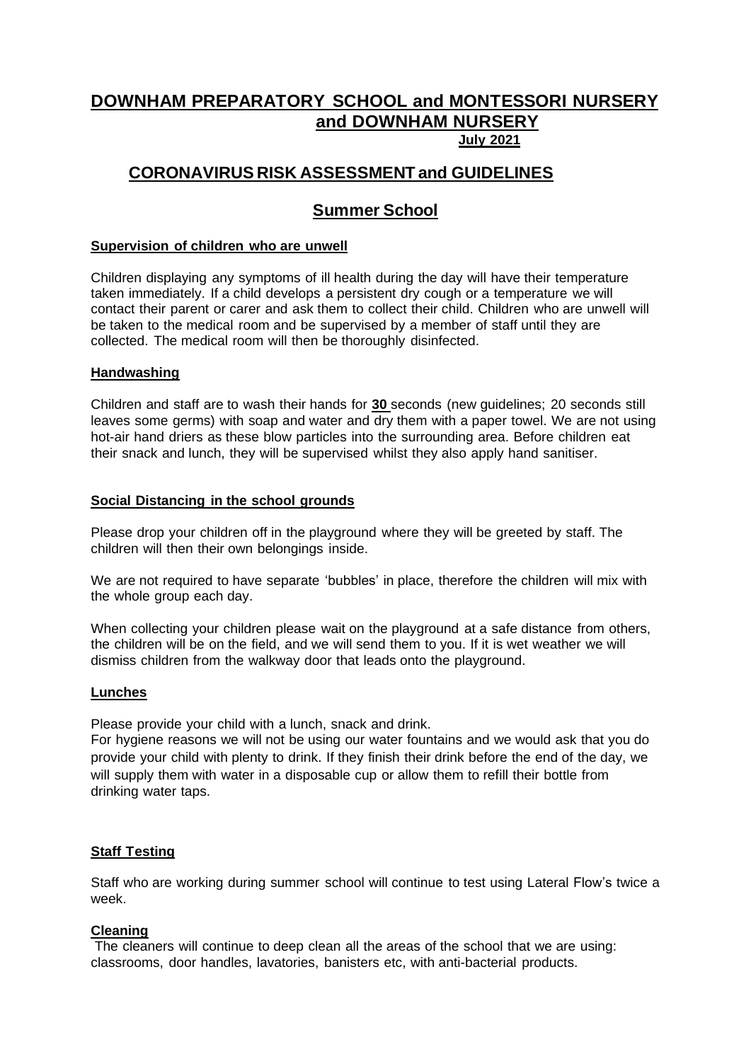# DOWNHAM PREPARATORY SCHOOL and MONTESSORI NURSERY and DOWNHAM NURSERY

**July 2021**

## CORONAVIRUS RISK ASSESSMENT and GUIDELINES

## Summer School

**Supervision of children who are unwell**

Children displaying any symptoms of ill health during the day will have their temperature taken immediately. If a child develops a persistent dry cough or a temperature we will contact their parent or carer and ask them to collect their child. Children who are unwell will be taken to the medical room and be supervised by a member of staff until they are collected. The medical room will then be thoroughly disinfected.

**Handwashing**

Children and staff are to wash their hands for **30** seconds (new guidelines; 20 seconds still leaves some germs) with soap and water and dry them with a paper towel. We are not using hot-air hand driers as these blow particles into the surrounding area. Before children eat their snack and lunch, they will be supervised whilst they also apply hand sanitiser.

**Social Distancing in the school grounds**

Please drop your children off in the playground where they will be greeted by staff. The children will then their own belongings inside.

We are not required to have separate 'bubbles' in place, therefore the children will mix with the whole group each day.

When collecting your children please wait on the playground at a safe distance from others, the children will be on the field, and we will send them to you. If it is wet weather we will dismiss children from the walkway door that leads onto the playground.

**Lunches**

Please provide your child with a lunch, snack and drink.
For hygiene reasons we will not be using our water fountains and we would ask that you do provide your child with plenty to drink. If they finish their drink before the end of the day, we will supply them with water in a disposable cup or allow them to refill their bottle from drinking water taps.

**Staff Testing**

Staff who are working during summer school will continue to test using Lateral Flow's twice a week.

**Cleaning**

The cleaners will continue to deep clean all the areas of the school that we are using: classrooms, door handles, lavatories, banisters etc, with anti-bacterial products.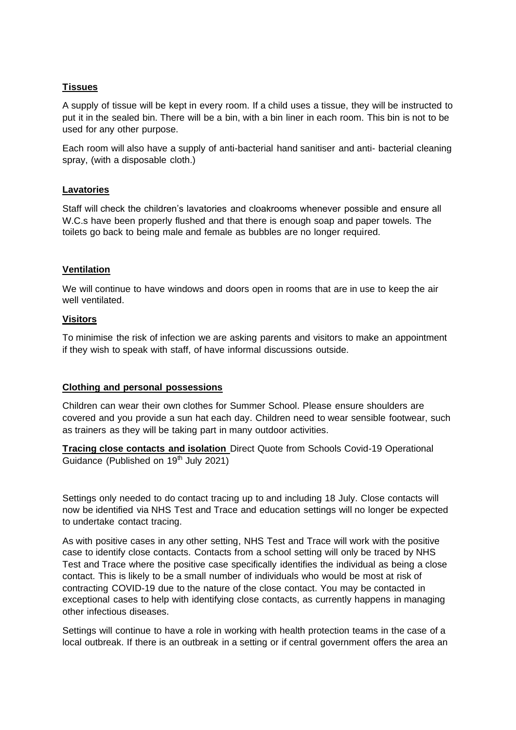**Tissues**

A supply of tissue will be kept in every room. If a child uses a tissue, they will be instructed to put it in the sealed bin. There will be a bin, with a bin liner in each room. This bin is not to be used for any other purpose.

Each room will also have a supply of anti-bacterial hand sanitiser and anti- bacterial cleaning spray, (with a disposable cloth.)

**Lavatories**

Staff will check the children's lavatories and cloakrooms whenever possible and ensure all W.C.s have been properly flushed and that there is enough soap and paper towels. The toilets go back to being male and female as bubbles are no longer required.

**Ventilation**

We will continue to have windows and doors open in rooms that are in use to keep the air well ventilated.

**Visitors**

To minimise the risk of infection we are asking parents and visitors to make an appointment if they wish to speak with staff, of have informal discussions outside.

**Clothing and personal possessions**

Children can wear their own clothes for Summer School. Please ensure shoulders are covered and you provide a sun hat each day. Children need to wear sensible footwear, such as trainers as they will be taking part in many outdoor activities.

**Tracing close contacts and isolation** Direct Quote from Schools Covid-19 Operational Guidance (Published on 19th July 2021)

Settings only needed to do contact tracing up to and including 18 July. Close contacts will now be identified via NHS Test and Trace and education settings will no longer be expected to undertake contact tracing.

As with positive cases in any other setting, NHS Test and Trace will work with the positive case to identify close contacts. Contacts from a school setting will only be traced by NHS Test and Trace where the positive case specifically identifies the individual as being a close contact. This is likely to be a small number of individuals who would be most at risk of contracting COVID-19 due to the nature of the close contact. You may be contacted in exceptional cases to help with identifying close contacts, as currently happens in managing other infectious diseases.

Settings will continue to have a role in working with health protection teams in the case of a local outbreak. If there is an outbreak in a setting or if central government offers the area an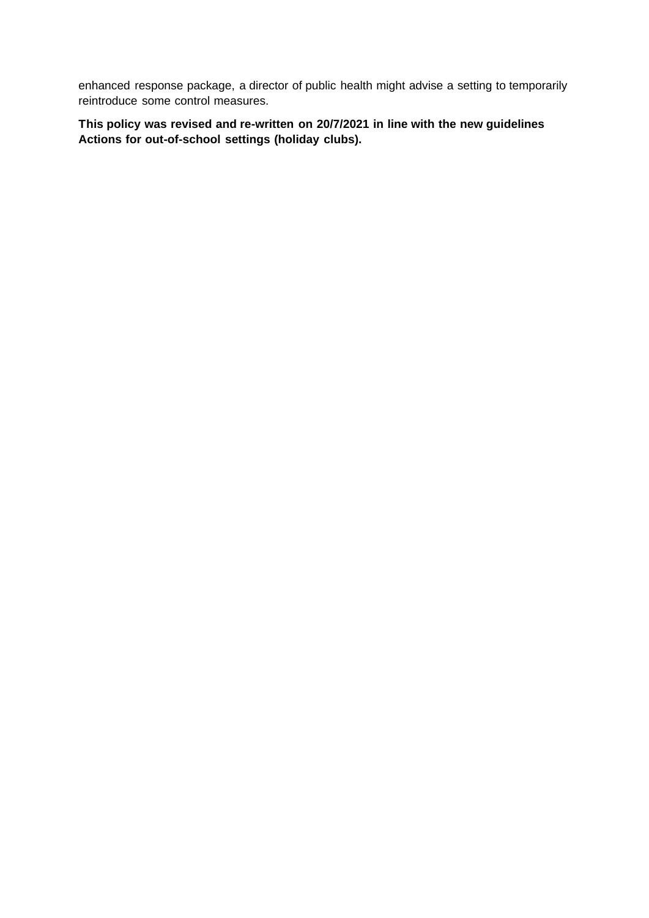enhanced response package, a director of public health might advise a setting to temporarily reintroduce some control measures.

**This policy was revised and re-written on 20/7/2021 in line with the new guidelines Actions for out-of-school settings (holiday clubs).**